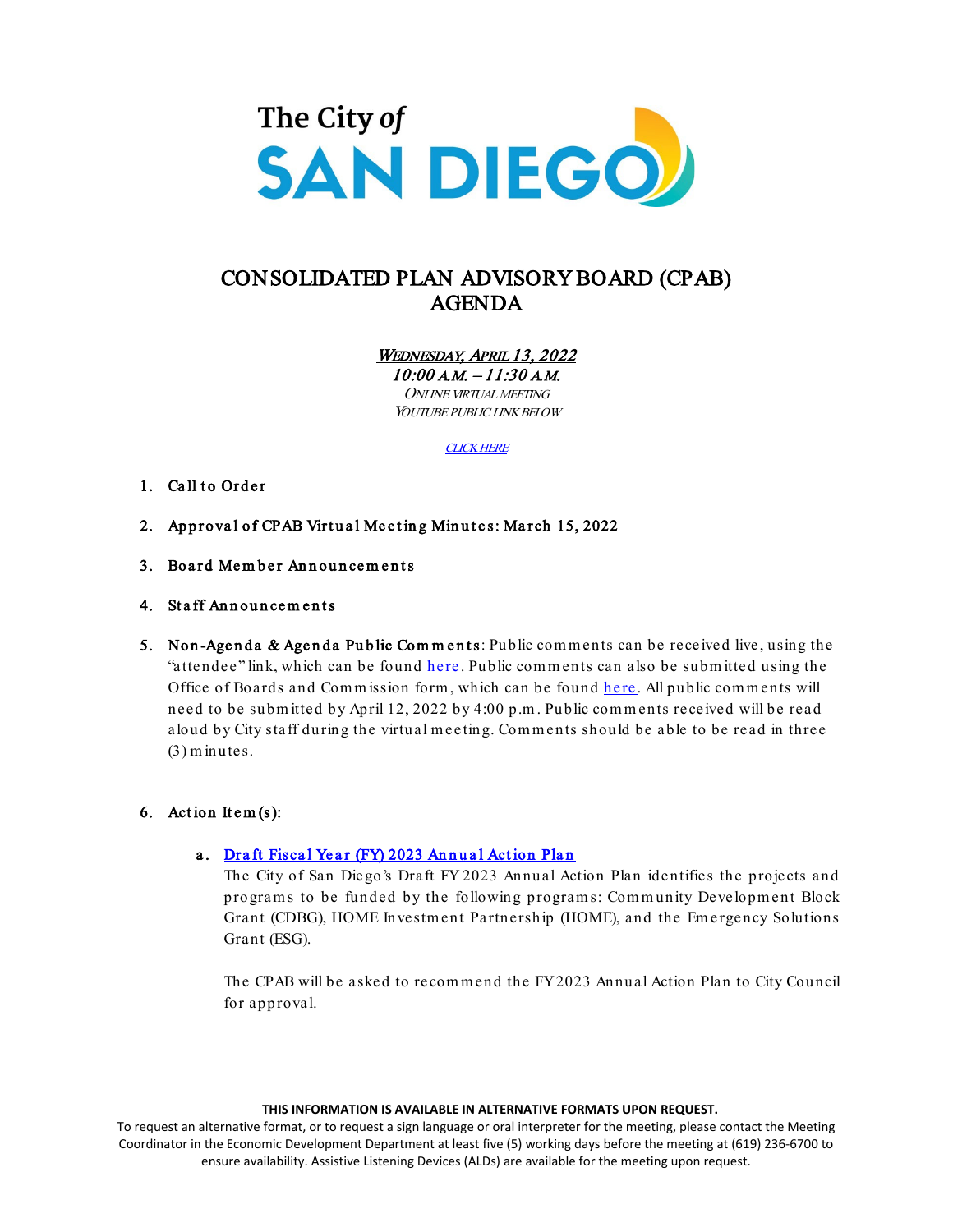The City of SAN DIEGO

# CONSOLIDATED PLAN ADVISORY BOARD (CPAB) AGENDA

***WEDNESDAY, APRIL 13, 2022***
***10:00 A.M. – 11:30 A.M.***
*ONLINE VIRTUAL MEETING*
*YOUTUBE PUBLIC LINK BELOW*

*CLICK HERE*

1. **Call to Order**

2. **Approval of CPAB Virtual Meeting Minutes: March 15, 2022**

3. **Board Member Announcements**

4. **Staff Announcements**

5. **Non-Agenda & Agenda Public Comments**: Public comments can be received live, using the "attendee" link, which can be found here. Public comments can also be submitted using the Office of Boards and Commission form, which can be found here. All public comments will need to be submitted by April 12, 2022 by 4:00 p.m. Public comments received will be read aloud by City staff during the virtual meeting. Comments should be able to be read in three (3) minutes.

6. **Action Item(s):**

   a. **Draft Fiscal Year (FY) 2023 Annual Action Plan**
   The City of San Diego's Draft FY 2023 Annual Action Plan identifies the projects and programs to be funded by the following programs: Community Development Block Grant (CDBG), HOME Investment Partnership (HOME), and the Emergency Solutions Grant (ESG).

   The CPAB will be asked to recommend the FY2023 Annual Action Plan to City Council for approval.

**THIS INFORMATION IS AVAILABLE IN ALTERNATIVE FORMATS UPON REQUEST.**
To request an alternative format, or to request a sign language or oral interpreter for the meeting, please contact the Meeting Coordinator in the Economic Development Department at least five (5) working days before the meeting at (619) 236-6700 to ensure availability. Assistive Listening Devices (ALDs) are available for the meeting upon request.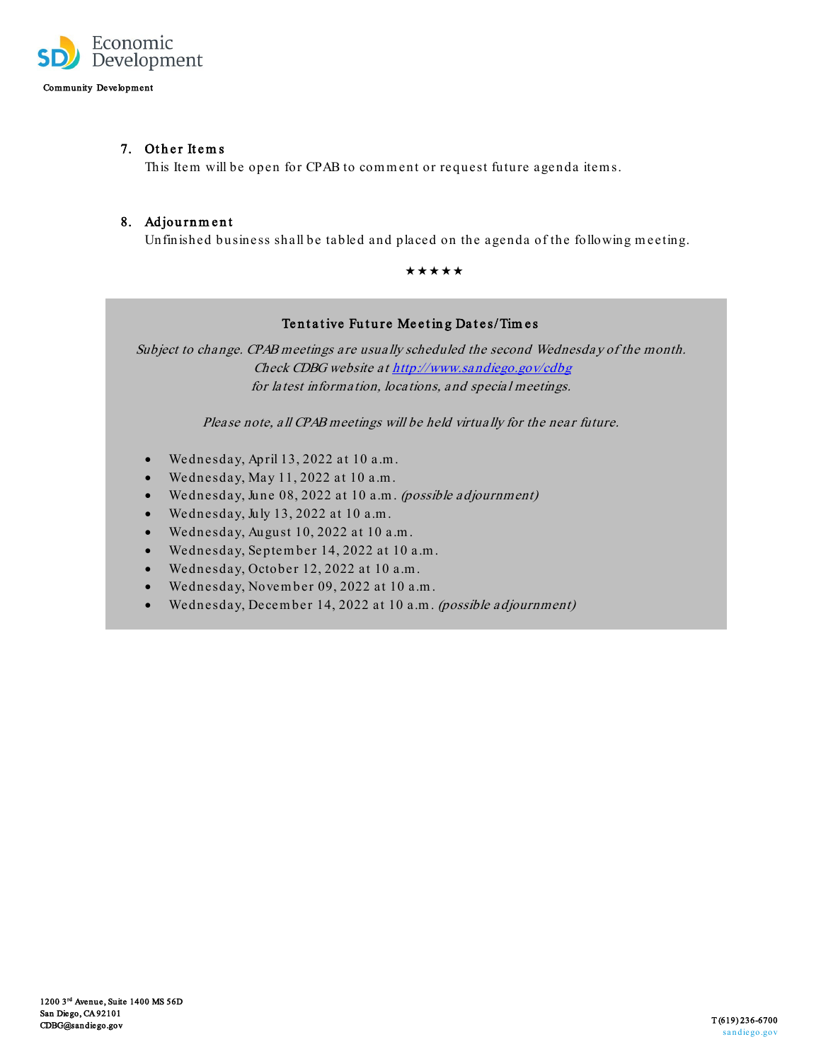7. **Other Items**
   This Item will be open for CPAB to comment or request future agenda items.

8. **Adjournment**
   Unfinished business shall be tabled and placed on the agenda of the following meeting.

★★★★★

### Tentative Future Meeting Dates/Times

*Subject to change. CPAB meetings are usually scheduled the second Wednesday of the month. Check CDBG website at [http://www.sandiego.gov/cdbg](http://www.sandiego.gov/cdbg) for latest information, locations, and special meetings.*

*Please note, all CPAB meetings will be held virtually for the near future.*

- Wednesday, April 13, 2022 at 10 a.m.
- Wednesday, May 11, 2022 at 10 a.m.
- Wednesday, June 08, 2022 at 10 a.m. *(possible adjournment)*
- Wednesday, July 13, 2022 at 10 a.m.
- Wednesday, August 10, 2022 at 10 a.m.
- Wednesday, September 14, 2022 at 10 a.m.
- Wednesday, October 12, 2022 at 10 a.m.
- Wednesday, November 09, 2022 at 10 a.m.
- Wednesday, December 14, 2022 at 10 a.m. *(possible adjournment)*